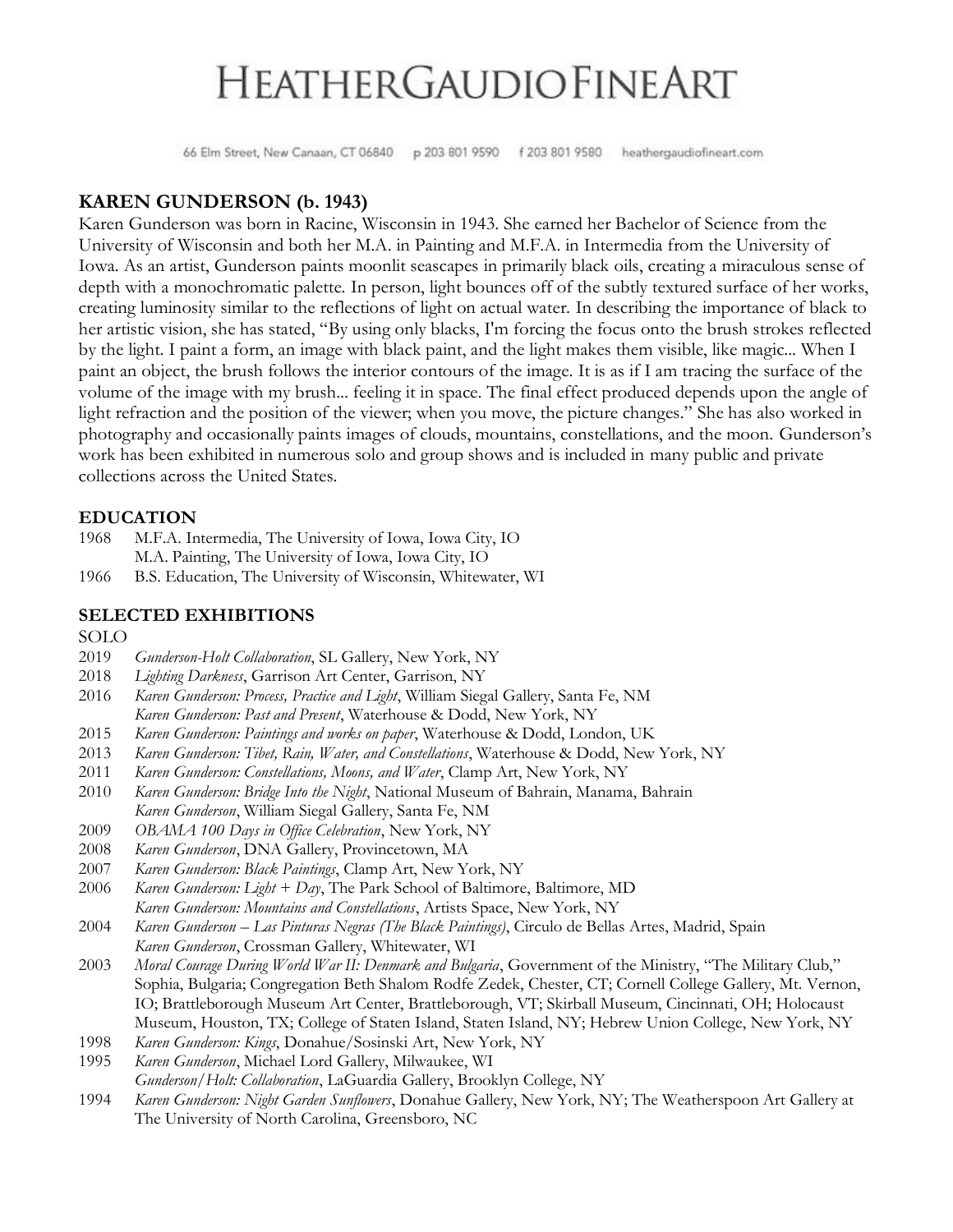# HEATHERGAUDIOFINEART

66 Elm Street, New Canaan, CT 06840 p 203 801 9590 f 203 801 9580 heathergaudiofineart.com

## KAREN GUNDERSON (b. 1943)

Karen Gunderson was born in Racine, Wisconsin in 1943. She earned her Bachelor of Science from the University of Wisconsin and both her M.A. in Painting and M.F.A. in Intermedia from the University of Iowa. As an artist, Gunderson paints moonlit seascapes in primarily black oils, creating a miraculous sense of depth with a monochromatic palette. In person, light bounces off of the subtly textured surface of her works, creating luminosity similar to the reflections of light on actual water. In describing the importance of black to her artistic vision, she has stated, "By using only blacks, I'm forcing the focus onto the brush strokes reflected by the light. I paint a form, an image with black paint, and the light makes them visible, like magic... When I paint an object, the brush follows the interior contours of the image. It is as if I am tracing the surface of the volume of the image with my brush... feeling it in space. The final effect produced depends upon the angle of light refraction and the position of the viewer; when you move, the picture changes." She has also worked in photography and occasionally paints images of clouds, mountains, constellations, and the moon. Gunderson's work has been exhibited in numerous solo and group shows and is included in many public and private collections across the United States.

### EDUCATION

1968 M.F.A. Intermedia, The University of Iowa, Iowa City, IO
M.A. Painting, The University of Iowa, Iowa City, IO

1966 B.S. Education, The University of Wisconsin, Whitewater, WI

### SELECTED EXHIBITIONS

SOLO

2019 *Gunderson-Holt Collaboration*, SL Gallery, New York, NY

2018 *Lighting Darkness*, Garrison Art Center, Garrison, NY

2016 *Karen Gunderson: Process, Practice and Light*, William Siegal Gallery, Santa Fe, NM
*Karen Gunderson: Past and Present*, Waterhouse & Dodd, New York, NY

2015 *Karen Gunderson: Paintings and works on paper*, Waterhouse & Dodd, London, UK

2013 *Karen Gunderson: Tibet, Rain, Water, and Constellations*, Waterhouse & Dodd, New York, NY

2011 *Karen Gunderson: Constellations, Moons, and Water*, Clamp Art, New York, NY

2010 *Karen Gunderson: Bridge Into the Night*, National Museum of Bahrain, Manama, Bahrain
*Karen Gunderson*, William Siegal Gallery, Santa Fe, NM

2009 *OBAMA 100 Days in Office Celebration*, New York, NY

2008 *Karen Gunderson*, DNA Gallery, Provincetown, MA

2007 *Karen Gunderson: Black Paintings*, Clamp Art, New York, NY

2006 *Karen Gunderson: Light + Day*, The Park School of Baltimore, Baltimore, MD
*Karen Gunderson: Mountains and Constellations*, Artists Space, New York, NY

2004 *Karen Gunderson – Las Pinturas Negras (The Black Paintings)*, Circulo de Bellas Artes, Madrid, Spain
*Karen Gunderson*, Crossman Gallery, Whitewater, WI

2003 *Moral Courage During World War II: Denmark and Bulgaria*, Government of the Ministry, "The Military Club," Sophia, Bulgaria; Congregation Beth Shalom Rodfe Zedek, Chester, CT; Cornell College Gallery, Mt. Vernon, IO; Brattleborough Museum Art Center, Brattleborough, VT; Skirball Museum, Cincinnati, OH; Holocaust Museum, Houston, TX; College of Staten Island, Staten Island, NY; Hebrew Union College, New York, NY

1998 *Karen Gunderson: Kings*, Donahue/Sosinski Art, New York, NY

1995 *Karen Gunderson*, Michael Lord Gallery, Milwaukee, WI
*Gunderson/Holt: Collaboration*, LaGuardia Gallery, Brooklyn College, NY

1994 *Karen Gunderson: Night Garden Sunflowers*, Donahue Gallery, New York, NY; The Weatherspoon Art Gallery at The University of North Carolina, Greensboro, NC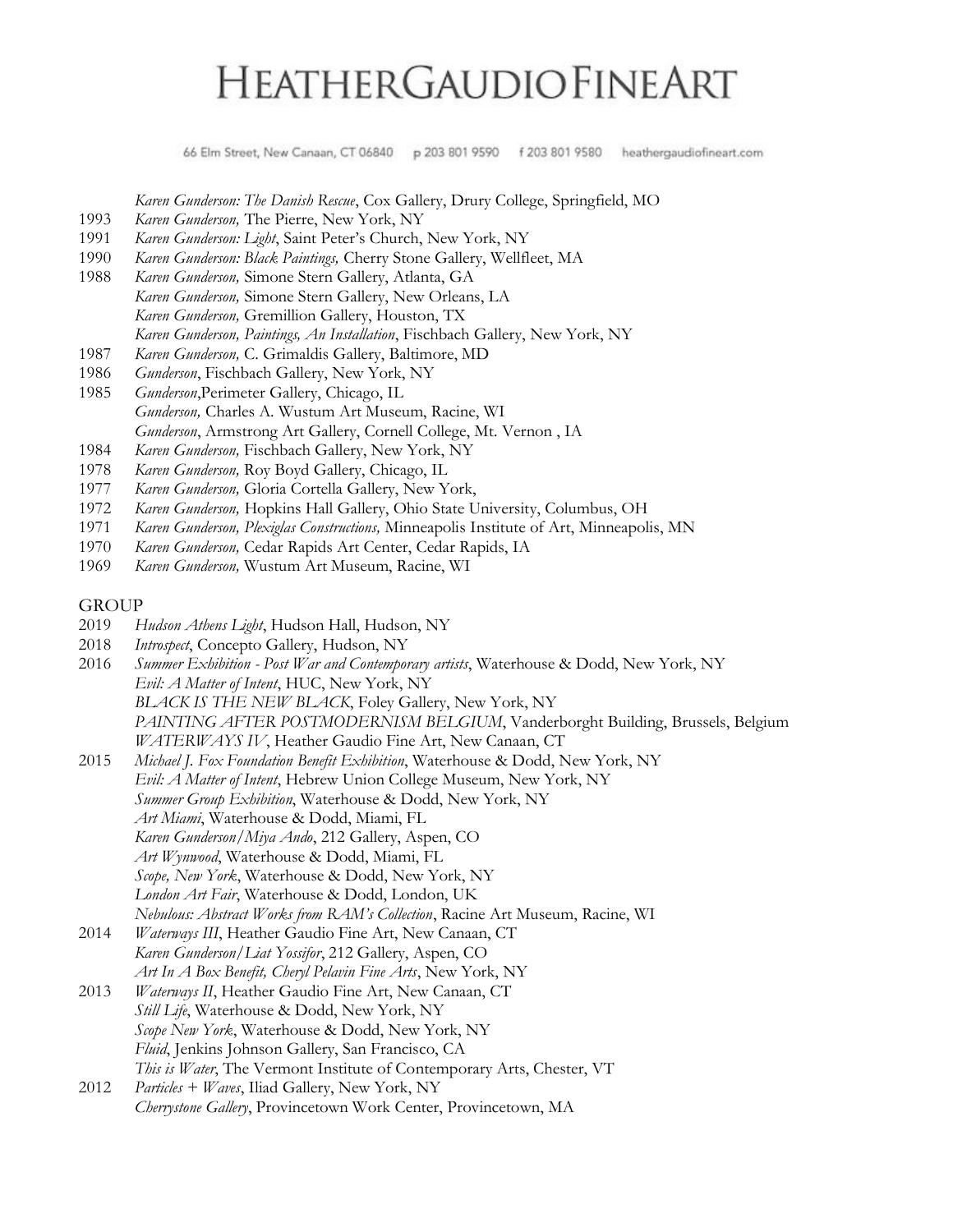*Karen Gunderson: The Danish Rescue*, Cox Gallery, Drury College, Springfield, MO

1993 *Karen Gunderson,* The Pierre, New York, NY

1991 *Karen Gunderson: Light*, Saint Peter's Church, New York, NY

1990 *Karen Gunderson: Black Paintings,* Cherry Stone Gallery, Wellfleet, MA

1988 *Karen Gunderson,* Simone Stern Gallery, Atlanta, GA
*Karen Gunderson,* Simone Stern Gallery, New Orleans, LA
*Karen Gunderson,* Gremillion Gallery, Houston, TX
*Karen Gunderson, Paintings, An Installation*, Fischbach Gallery, New York, NY

1987 *Karen Gunderson,* C. Grimaldis Gallery, Baltimore, MD

1986 *Gunderson*, Fischbach Gallery, New York, NY

1985 *Gunderson*,Perimeter Gallery, Chicago, IL
*Gunderson,* Charles A. Wustum Art Museum, Racine, WI
*Gunderson*, Armstrong Art Gallery, Cornell College, Mt. Vernon , IA

1984 *Karen Gunderson,* Fischbach Gallery, New York, NY

1978 *Karen Gunderson,* Roy Boyd Gallery, Chicago, IL

1977 *Karen Gunderson,* Gloria Cortella Gallery, New York,

1972 *Karen Gunderson,* Hopkins Hall Gallery, Ohio State University, Columbus, OH

1971 *Karen Gunderson, Plexiglas Constructions,* Minneapolis Institute of Art, Minneapolis, MN

1970 *Karen Gunderson,* Cedar Rapids Art Center, Cedar Rapids, IA

1969 *Karen Gunderson,* Wustum Art Museum, Racine, WI

## GROUP

2019 *Hudson Athens Light*, Hudson Hall, Hudson, NY

2018 *Introspect*, Concepto Gallery, Hudson, NY

2016 *Summer Exhibition - Post War and Contemporary artists*, Waterhouse & Dodd, New York, NY
*Evil: A Matter of Intent*, HUC, New York, NY
*BLACK IS THE NEW BLACK*, Foley Gallery, New York, NY
*PAINTING AFTER POSTMODERNISM BELGIUM*, Vanderborght Building, Brussels, Belgium
*WATERWAYS IV*, Heather Gaudio Fine Art, New Canaan, CT

2015 *Michael J. Fox Foundation Benefit Exhibition*, Waterhouse & Dodd, New York, NY
*Evil: A Matter of Intent*, Hebrew Union College Museum, New York, NY
*Summer Group Exhibition*, Waterhouse & Dodd, New York, NY
*Art Miami*, Waterhouse & Dodd, Miami, FL
*Karen Gunderson/Miya Ando*, 212 Gallery, Aspen, CO
*Art Wynwood*, Waterhouse & Dodd, Miami, FL
*Scope, New York*, Waterhouse & Dodd, New York, NY
*London Art Fair*, Waterhouse & Dodd, London, UK
*Nebulous: Abstract Works from RAM's Collection*, Racine Art Museum, Racine, WI

2014 *Waterways III*, Heather Gaudio Fine Art, New Canaan, CT
*Karen Gunderson/Liat Yossifor*, 212 Gallery, Aspen, CO
*Art In A Box Benefit, Cheryl Pelavin Fine Arts*, New York, NY

2013 *Waterways II*, Heather Gaudio Fine Art, New Canaan, CT
*Still Life*, Waterhouse & Dodd, New York, NY
*Scope New York*, Waterhouse & Dodd, New York, NY
*Fluid*, Jenkins Johnson Gallery, San Francisco, CA
*This is Water*, The Vermont Institute of Contemporary Arts, Chester, VT

2012 *Particles + Waves*, Iliad Gallery, New York, NY
*Cherrystone Gallery*, Provincetown Work Center, Provincetown, MA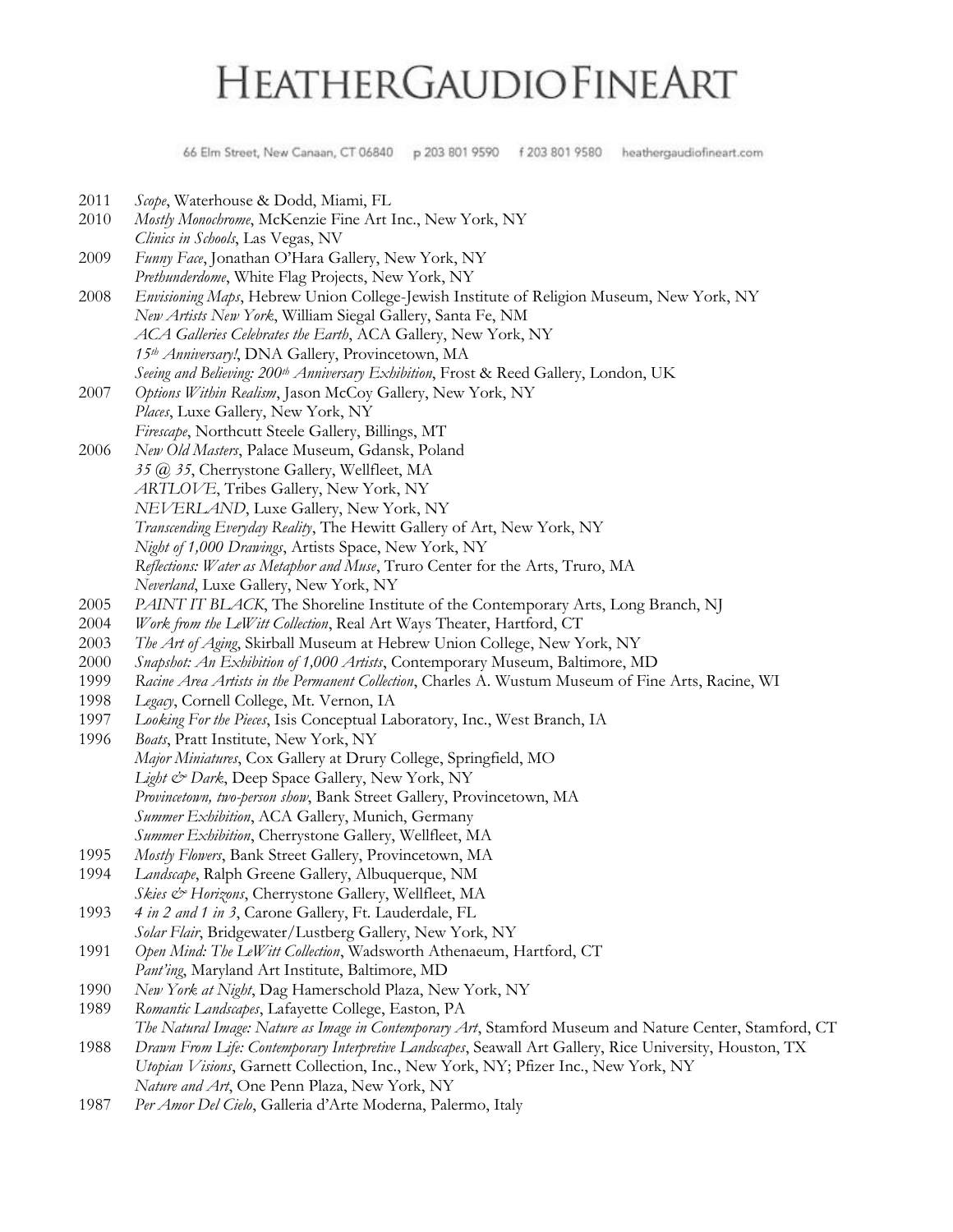2011 *Scope*, Waterhouse & Dodd, Miami, FL
2010 *Mostly Monochrome*, McKenzie Fine Art Inc., New York, NY
*Clinics in Schools*, Las Vegas, NV
2009 *Funny Face*, Jonathan O'Hara Gallery, New York, NY
*Prethunderdome*, White Flag Projects, New York, NY
2008 *Envisioning Maps*, Hebrew Union College-Jewish Institute of Religion Museum, New York, NY
*New Artists New York*, William Siegal Gallery, Santa Fe, NM
*ACA Galleries Celebrates the Earth*, ACA Gallery, New York, NY
*15th Anniversary!*, DNA Gallery, Provincetown, MA
*Seeing and Believing: 200th Anniversary Exhibition*, Frost & Reed Gallery, London, UK
2007 *Options Within Realism*, Jason McCoy Gallery, New York, NY
*Places*, Luxe Gallery, New York, NY
*Firescape*, Northcutt Steele Gallery, Billings, MT
2006 *New Old Masters*, Palace Museum, Gdansk, Poland
*35 @ 35*, Cherrystone Gallery, Wellfleet, MA
*ARTLOVE*, Tribes Gallery, New York, NY
*NEVERLAND*, Luxe Gallery, New York, NY
*Transcending Everyday Reality*, The Hewitt Gallery of Art, New York, NY
*Night of 1,000 Drawings*, Artists Space, New York, NY
*Reflections: Water as Metaphor and Muse*, Truro Center for the Arts, Truro, MA
*Neverland*, Luxe Gallery, New York, NY
2005 *PAINT IT BLACK*, The Shoreline Institute of the Contemporary Arts, Long Branch, NJ
2004 *Work from the LeWitt Collection*, Real Art Ways Theater, Hartford, CT
2003 *The Art of Aging*, Skirball Museum at Hebrew Union College, New York, NY
2000 *Snapshot: An Exhibition of 1,000 Artists*, Contemporary Museum, Baltimore, MD
1999 *Racine Area Artists in the Permanent Collection*, Charles A. Wustum Museum of Fine Arts, Racine, WI
1998 *Legacy*, Cornell College, Mt. Vernon, IA
1997 *Looking For the Pieces*, Isis Conceptual Laboratory, Inc., West Branch, IA
1996 *Boats*, Pratt Institute, New York, NY
*Major Miniatures*, Cox Gallery at Drury College, Springfield, MO
*Light & Dark*, Deep Space Gallery, New York, NY
*Provincetown, two-person show*, Bank Street Gallery, Provincetown, MA
*Summer Exhibition*, ACA Gallery, Munich, Germany
*Summer Exhibition*, Cherrystone Gallery, Wellfleet, MA
1995 *Mostly Flowers*, Bank Street Gallery, Provincetown, MA
1994 *Landscape*, Ralph Greene Gallery, Albuquerque, NM
*Skies & Horizons*, Cherrystone Gallery, Wellfleet, MA
1993 *4 in 2 and 1 in 3*, Carone Gallery, Ft. Lauderdale, FL
*Solar Flair*, Bridgewater/Lustberg Gallery, New York, NY
1991 *Open Mind: The LeWitt Collection*, Wadsworth Athenaeum, Hartford, CT
*Pant'ing*, Maryland Art Institute, Baltimore, MD
1990 *New York at Night*, Dag Hamerschold Plaza, New York, NY
1989 *Romantic Landscapes*, Lafayette College, Easton, PA
*The Natural Image: Nature as Image in Contemporary Art*, Stamford Museum and Nature Center, Stamford, CT
1988 *Drawn From Life: Contemporary Interpretive Landscapes*, Seawall Art Gallery, Rice University, Houston, TX
*Utopian Visions*, Garnett Collection, Inc., New York, NY; Pfizer Inc., New York, NY
*Nature and Art*, One Penn Plaza, New York, NY
1987 *Per Amor Del Cielo*, Galleria d'Arte Moderna, Palermo, Italy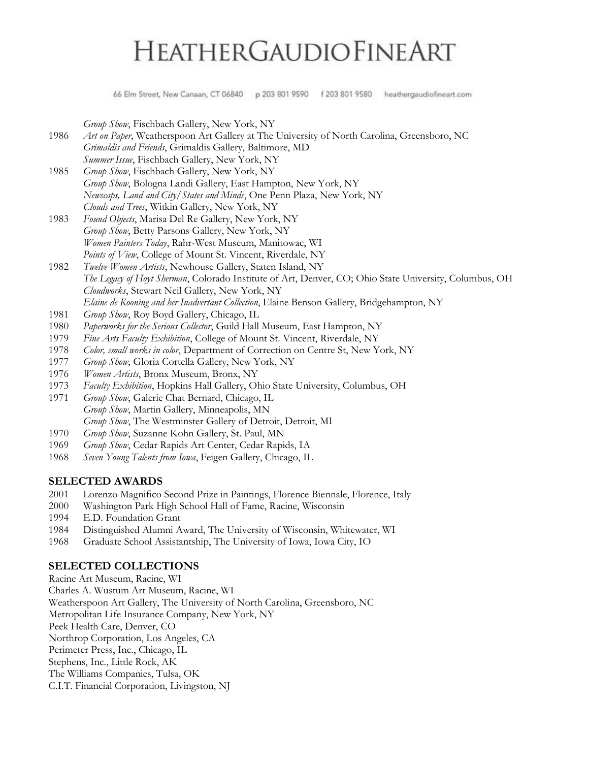*Group Show*, Fischbach Gallery, New York, NY

1986 *Art on Paper*, Weatherspoon Art Gallery at The University of North Carolina, Greensboro, NC
*Grimaldis and Friends*, Grimaldis Gallery, Baltimore, MD
*Summer Issue*, Fischbach Gallery, New York, NY

1985 *Group Show*, Fischbach Gallery, New York, NY
*Group Show*, Bologna Landi Gallery, East Hampton, New York, NY
*Newscaps, Land and City/States and Minds*, One Penn Plaza, New York, NY
*Clouds and Trees*, Witkin Gallery, New York, NY

1983 *Found Objects*, Marisa Del Re Gallery, New York, NY
*Group Show*, Betty Parsons Gallery, New York, NY
*Women Painters Today*, Rahr-West Museum, Manitowac, WI
*Points of View*, College of Mount St. Vincent, Riverdale, NY

1982 *Twelve Women Artists*, Newhouse Gallery, Staten Island, NY
*The Legacy of Hoyt Sherman*, Colorado Institute of Art, Denver, CO; Ohio State University, Columbus, OH
*Cloudworks*, Stewart Neil Gallery, New York, NY
*Elaine de Kooning and her Inadvertant Collection*, Elaine Benson Gallery, Bridgehampton, NY

1981 *Group Show*, Roy Boyd Gallery, Chicago, IL

1980 *Paperworks for the Serious Collector*, Guild Hall Museum, East Hampton, NY

1979 *Fine Arts Faculty Exhibition*, College of Mount St. Vincent, Riverdale, NY

1978 *Color, small works in color*, Department of Correction on Centre St, New York, NY

1977 *Group Show*, Gloria Cortella Gallery, New York, NY

1976 *Women Artists*, Bronx Museum, Bronx, NY

1973 *Faculty Exhibition*, Hopkins Hall Gallery, Ohio State University, Columbus, OH

1971 *Group Show*, Galerie Chat Bernard, Chicago, IL
*Group Show*, Martin Gallery, Minneapolis, MN
*Group Show*, The Westminster Gallery of Detroit, Detroit, MI

1970 *Group Show*, Suzanne Kohn Gallery, St. Paul, MN

1969 *Group Show*, Cedar Rapids Art Center, Cedar Rapids, IA

1968 *Seven Young Talents from Iowa*, Feigen Gallery, Chicago, IL

## SELECTED AWARDS

2001 Lorenzo Magnifico Second Prize in Paintings, Florence Biennale, Florence, Italy

2000 Washington Park High School Hall of Fame, Racine, Wisconsin

1994 E.D. Foundation Grant

1984 Distinguished Alumni Award, The University of Wisconsin, Whitewater, WI

1968 Graduate School Assistantship, The University of Iowa, Iowa City, IO

## SELECTED COLLECTIONS

Racine Art Museum, Racine, WI
Charles A. Wustum Art Museum, Racine, WI
Weatherspoon Art Gallery, The University of North Carolina, Greensboro, NC
Metropolitan Life Insurance Company, New York, NY
Peek Health Care, Denver, CO
Northrop Corporation, Los Angeles, CA
Perimeter Press, Inc., Chicago, IL
Stephens, Inc., Little Rock, AK
The Williams Companies, Tulsa, OK
C.I.T. Financial Corporation, Livingston, NJ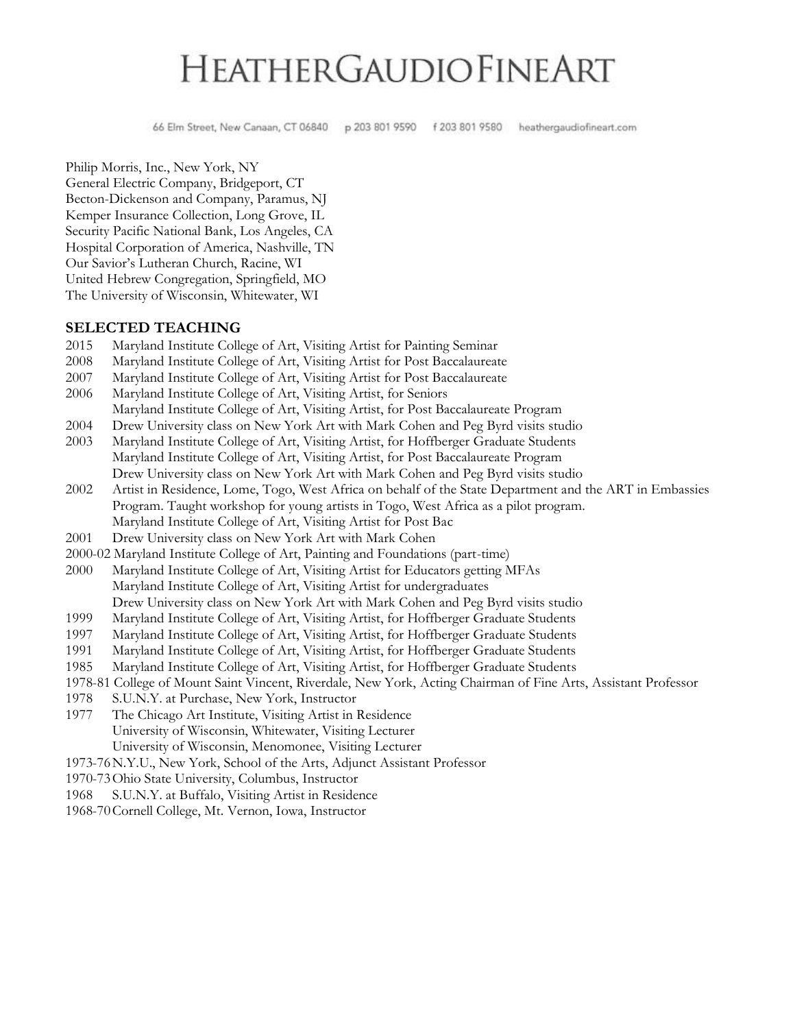Philip Morris, Inc., New York, NY
General Electric Company, Bridgeport, CT
Becton-Dickenson and Company, Paramus, NJ
Kemper Insurance Collection, Long Grove, IL
Security Pacific National Bank, Los Angeles, CA
Hospital Corporation of America, Nashville, TN
Our Savior's Lutheran Church, Racine, WI
United Hebrew Congregation, Springfield, MO
The University of Wisconsin, Whitewater, WI

## SELECTED TEACHING

2015 Maryland Institute College of Art, Visiting Artist for Painting Seminar
2008 Maryland Institute College of Art, Visiting Artist for Post Baccalaureate
2007 Maryland Institute College of Art, Visiting Artist for Post Baccalaureate
2006 Maryland Institute College of Art, Visiting Artist, for Seniors
Maryland Institute College of Art, Visiting Artist, for Post Baccalaureate Program
2004 Drew University class on New York Art with Mark Cohen and Peg Byrd visits studio
2003 Maryland Institute College of Art, Visiting Artist, for Hoffberger Graduate Students
Maryland Institute College of Art, Visiting Artist, for Post Baccalaureate Program
Drew University class on New York Art with Mark Cohen and Peg Byrd visits studio
2002 Artist in Residence, Lome, Togo, West Africa on behalf of the State Department and the ART in Embassies Program. Taught workshop for young artists in Togo, West Africa as a pilot program.
Maryland Institute College of Art, Visiting Artist for Post Bac
2001 Drew University class on New York Art with Mark Cohen
2000-02 Maryland Institute College of Art, Painting and Foundations (part-time)
2000 Maryland Institute College of Art, Visiting Artist for Educators getting MFAs
Maryland Institute College of Art, Visiting Artist for undergraduates
Drew University class on New York Art with Mark Cohen and Peg Byrd visits studio
1999 Maryland Institute College of Art, Visiting Artist, for Hoffberger Graduate Students
1997 Maryland Institute College of Art, Visiting Artist, for Hoffberger Graduate Students
1991 Maryland Institute College of Art, Visiting Artist, for Hoffberger Graduate Students
1985 Maryland Institute College of Art, Visiting Artist, for Hoffberger Graduate Students
1978-81 College of Mount Saint Vincent, Riverdale, New York, Acting Chairman of Fine Arts, Assistant Professor
1978 S.U.N.Y. at Purchase, New York, Instructor
1977 The Chicago Art Institute, Visiting Artist in Residence
University of Wisconsin, Whitewater, Visiting Lecturer
University of Wisconsin, Menomonee, Visiting Lecturer
1973-76 N.Y.U., New York, School of the Arts, Adjunct Assistant Professor
1970-73 Ohio State University, Columbus, Instructor
1968 S.U.N.Y. at Buffalo, Visiting Artist in Residence
1968-70 Cornell College, Mt. Vernon, Iowa, Instructor